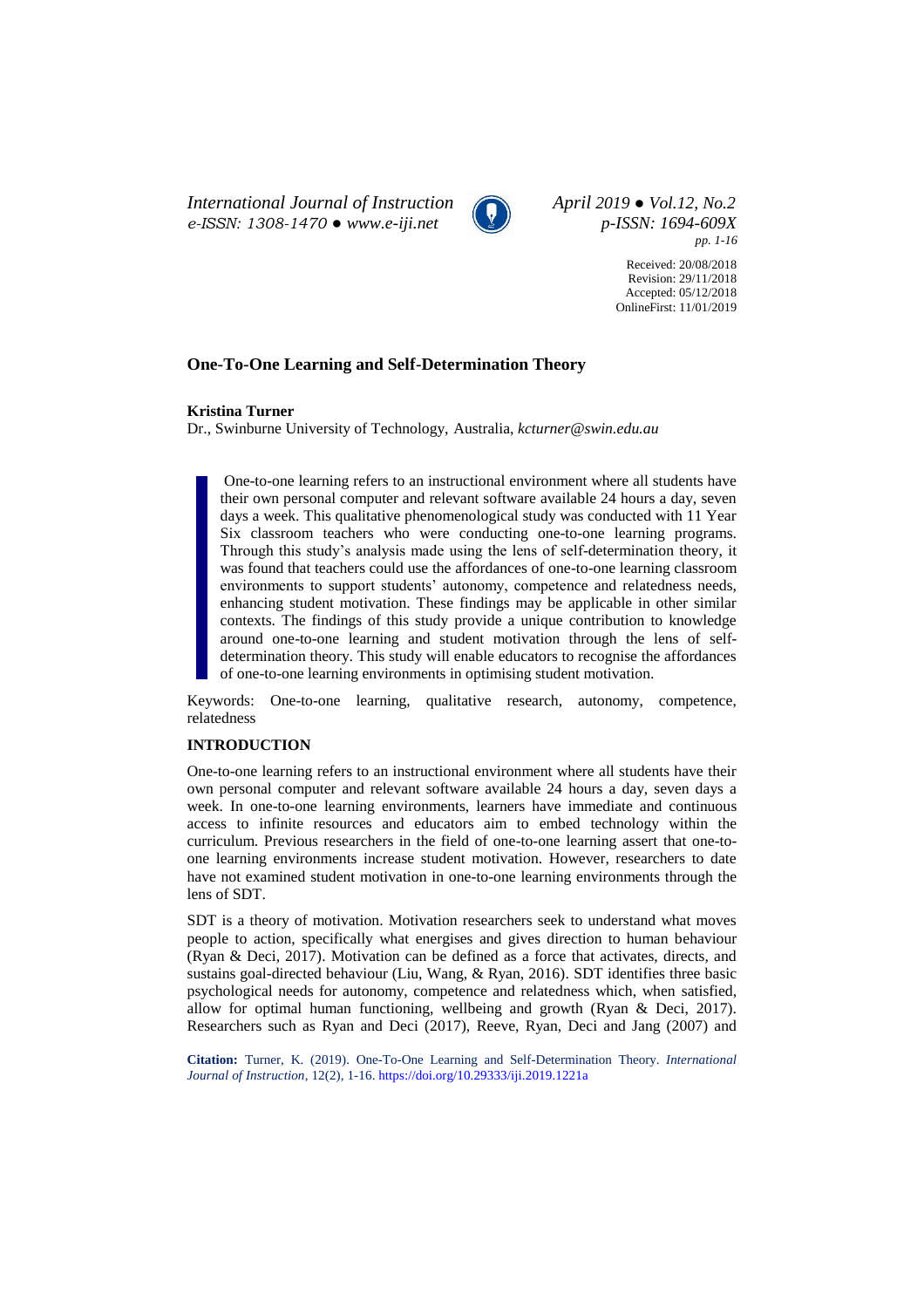# One-To-One Learning and Self-Determination Theory

**Kristina Turner**

Dr., Swinburne University of Technology, Australia, *kcturner@swin.edu.au*

> One-to-one learning refers to an instructional environment where all students have their own personal computer and relevant software available 24 hours a day, seven days a week. This qualitative phenomenological study was conducted with 11 Year Six classroom teachers who were conducting one-to-one learning programs. Through this study's analysis made using the lens of self-determination theory, it was found that teachers could use the affordances of one-to-one learning classroom environments to support students' autonomy, competence and relatedness needs, enhancing student motivation. These findings may be applicable in other similar contexts. The findings of this study provide a unique contribution to knowledge around one-to-one learning and student motivation through the lens of self-determination theory. This study will enable educators to recognise the affordances of one-to-one learning environments in optimising student motivation.

Keywords: One-to-one learning, qualitative research, autonomy, competence, relatedness

## INTRODUCTION

One-to-one learning refers to an instructional environment where all students have their own personal computer and relevant software available 24 hours a day, seven days a week. In one-to-one learning environments, learners have immediate and continuous access to infinite resources and educators aim to embed technology within the curriculum. Previous researchers in the field of one-to-one learning assert that one-to-one learning environments increase student motivation. However, researchers to date have not examined student motivation in one-to-one learning environments through the lens of SDT.

SDT is a theory of motivation. Motivation researchers seek to understand what moves people to action, specifically what energises and gives direction to human behaviour (Ryan & Deci, 2017). Motivation can be defined as a force that activates, directs, and sustains goal-directed behaviour (Liu, Wang, & Ryan, 2016). SDT identifies three basic psychological needs for autonomy, competence and relatedness which, when satisfied, allow for optimal human functioning, wellbeing and growth (Ryan & Deci, 2017). Researchers such as Ryan and Deci (2017), Reeve, Ryan, Deci and Jang (2007) and

**Citation:** Turner, K. (2019). One-To-One Learning and Self-Determination Theory. *International Journal of Instruction*, 12(2), 1-16. https://doi.org/10.29333/iji.2019.1221a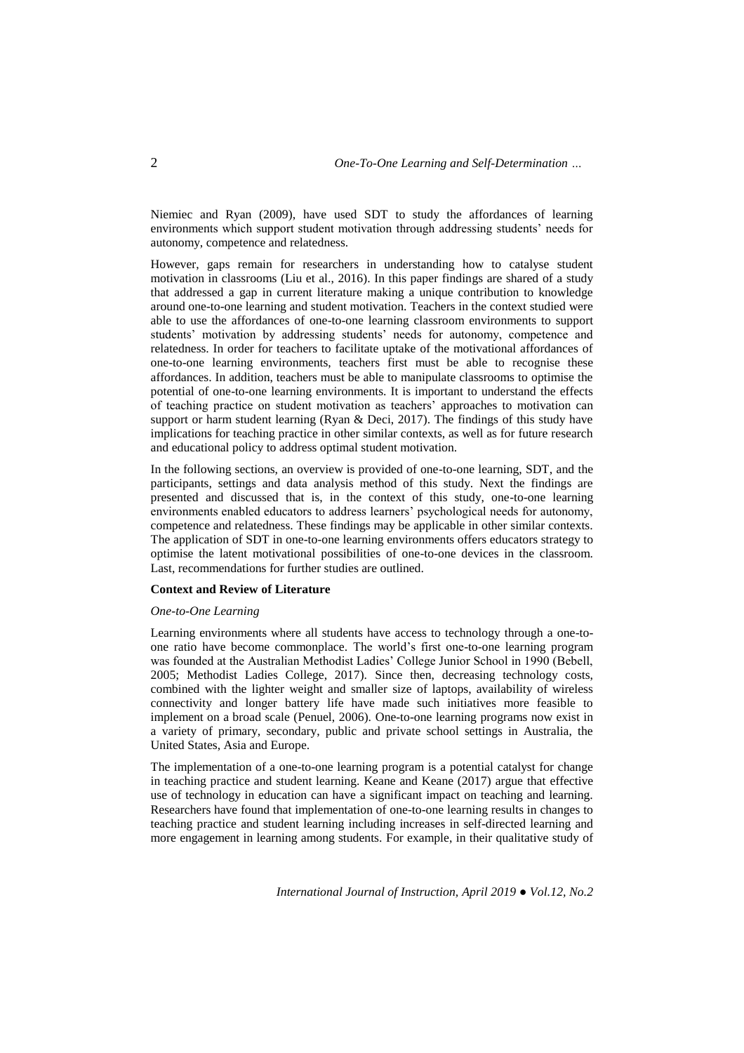Niemiec and Ryan (2009), have used SDT to study the affordances of learning environments which support student motivation through addressing students' needs for autonomy, competence and relatedness.

However, gaps remain for researchers in understanding how to catalyse student motivation in classrooms (Liu et al., 2016). In this paper findings are shared of a study that addressed a gap in current literature making a unique contribution to knowledge around one-to-one learning and student motivation. Teachers in the context studied were able to use the affordances of one-to-one learning classroom environments to support students' motivation by addressing students' needs for autonomy, competence and relatedness. In order for teachers to facilitate uptake of the motivational affordances of one-to-one learning environments, teachers first must be able to recognise these affordances. In addition, teachers must be able to manipulate classrooms to optimise the potential of one-to-one learning environments. It is important to understand the effects of teaching practice on student motivation as teachers' approaches to motivation can support or harm student learning (Ryan & Deci, 2017). The findings of this study have implications for teaching practice in other similar contexts, as well as for future research and educational policy to address optimal student motivation.

In the following sections, an overview is provided of one-to-one learning, SDT, and the participants, settings and data analysis method of this study. Next the findings are presented and discussed that is, in the context of this study, one-to-one learning environments enabled educators to address learners' psychological needs for autonomy, competence and relatedness. These findings may be applicable in other similar contexts. The application of SDT in one-to-one learning environments offers educators strategy to optimise the latent motivational possibilities of one-to-one devices in the classroom. Last, recommendations for further studies are outlined.

## Context and Review of Literature

### *One-to-One Learning*

Learning environments where all students have access to technology through a one-to-one ratio have become commonplace. The world's first one-to-one learning program was founded at the Australian Methodist Ladies' College Junior School in 1990 (Bebell, 2005; Methodist Ladies College, 2017). Since then, decreasing technology costs, combined with the lighter weight and smaller size of laptops, availability of wireless connectivity and longer battery life have made such initiatives more feasible to implement on a broad scale (Penuel, 2006). One-to-one learning programs now exist in a variety of primary, secondary, public and private school settings in Australia, the United States, Asia and Europe.

The implementation of a one-to-one learning program is a potential catalyst for change in teaching practice and student learning. Keane and Keane (2017) argue that effective use of technology in education can have a significant impact on teaching and learning. Researchers have found that implementation of one-to-one learning results in changes to teaching practice and student learning including increases in self-directed learning and more engagement in learning among students. For example, in their qualitative study of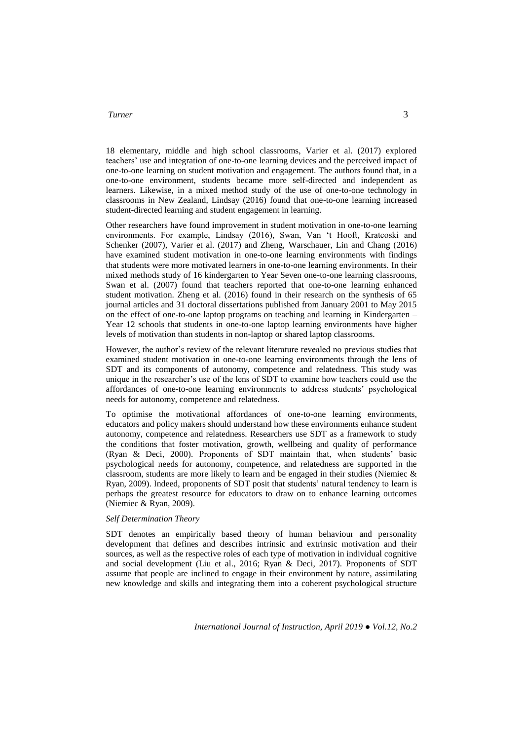18 elementary, middle and high school classrooms, Varier et al. (2017) explored teachers' use and integration of one-to-one learning devices and the perceived impact of one-to-one learning on student motivation and engagement. The authors found that, in a one-to-one environment, students became more self-directed and independent as learners. Likewise, in a mixed method study of the use of one-to-one technology in classrooms in New Zealand, Lindsay (2016) found that one-to-one learning increased student-directed learning and student engagement in learning.

Other researchers have found improvement in student motivation in one-to-one learning environments. For example, Lindsay (2016), Swan, Van 't Hooft, Kratcoski and Schenker (2007), Varier et al. (2017) and Zheng, Warschauer, Lin and Chang (2016) have examined student motivation in one-to-one learning environments with findings that students were more motivated learners in one-to-one learning environments. In their mixed methods study of 16 kindergarten to Year Seven one-to-one learning classrooms, Swan et al. (2007) found that teachers reported that one-to-one learning enhanced student motivation. Zheng et al. (2016) found in their research on the synthesis of 65 journal articles and 31 doctoral dissertations published from January 2001 to May 2015 on the effect of one-to-one laptop programs on teaching and learning in Kindergarten – Year 12 schools that students in one-to-one laptop learning environments have higher levels of motivation than students in non-laptop or shared laptop classrooms.

However, the author's review of the relevant literature revealed no previous studies that examined student motivation in one-to-one learning environments through the lens of SDT and its components of autonomy, competence and relatedness. This study was unique in the researcher's use of the lens of SDT to examine how teachers could use the affordances of one-to-one learning environments to address students' psychological needs for autonomy, competence and relatedness.

To optimise the motivational affordances of one-to-one learning environments, educators and policy makers should understand how these environments enhance student autonomy, competence and relatedness. Researchers use SDT as a framework to study the conditions that foster motivation, growth, wellbeing and quality of performance (Ryan & Deci, 2000). Proponents of SDT maintain that, when students' basic psychological needs for autonomy, competence, and relatedness are supported in the classroom, students are more likely to learn and be engaged in their studies (Niemiec & Ryan, 2009). Indeed, proponents of SDT posit that students' natural tendency to learn is perhaps the greatest resource for educators to draw on to enhance learning outcomes (Niemiec & Ryan, 2009).

### *Self Determination Theory*

SDT denotes an empirically based theory of human behaviour and personality development that defines and describes intrinsic and extrinsic motivation and their sources, as well as the respective roles of each type of motivation in individual cognitive and social development (Liu et al., 2016; Ryan & Deci, 2017). Proponents of SDT assume that people are inclined to engage in their environment by nature, assimilating new knowledge and skills and integrating them into a coherent psychological structure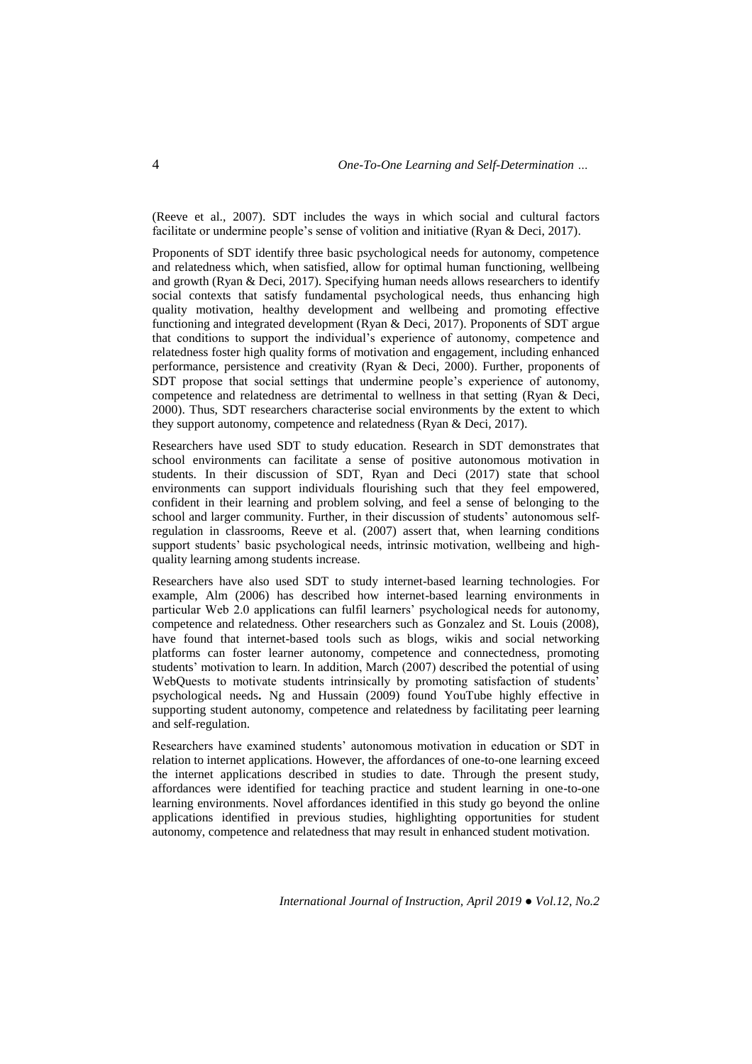(Reeve et al., 2007). SDT includes the ways in which social and cultural factors facilitate or undermine people's sense of volition and initiative (Ryan & Deci, 2017).

Proponents of SDT identify three basic psychological needs for autonomy, competence and relatedness which, when satisfied, allow for optimal human functioning, wellbeing and growth (Ryan & Deci, 2017). Specifying human needs allows researchers to identify social contexts that satisfy fundamental psychological needs, thus enhancing high quality motivation, healthy development and wellbeing and promoting effective functioning and integrated development (Ryan & Deci, 2017). Proponents of SDT argue that conditions to support the individual's experience of autonomy, competence and relatedness foster high quality forms of motivation and engagement, including enhanced performance, persistence and creativity (Ryan & Deci, 2000). Further, proponents of SDT propose that social settings that undermine people's experience of autonomy, competence and relatedness are detrimental to wellness in that setting (Ryan & Deci, 2000). Thus, SDT researchers characterise social environments by the extent to which they support autonomy, competence and relatedness (Ryan & Deci, 2017).

Researchers have used SDT to study education. Research in SDT demonstrates that school environments can facilitate a sense of positive autonomous motivation in students. In their discussion of SDT, Ryan and Deci (2017) state that school environments can support individuals flourishing such that they feel empowered, confident in their learning and problem solving, and feel a sense of belonging to the school and larger community. Further, in their discussion of students' autonomous self-regulation in classrooms, Reeve et al. (2007) assert that, when learning conditions support students' basic psychological needs, intrinsic motivation, wellbeing and high-quality learning among students increase.

Researchers have also used SDT to study internet-based learning technologies. For example, Alm (2006) has described how internet-based learning environments in particular Web 2.0 applications can fulfil learners' psychological needs for autonomy, competence and relatedness. Other researchers such as Gonzalez and St. Louis (2008), have found that internet-based tools such as blogs, wikis and social networking platforms can foster learner autonomy, competence and connectedness, promoting students' motivation to learn. In addition, March (2007) described the potential of using WebQuests to motivate students intrinsically by promoting satisfaction of students' psychological needs**.** Ng and Hussain (2009) found YouTube highly effective in supporting student autonomy, competence and relatedness by facilitating peer learning and self-regulation.

Researchers have examined students' autonomous motivation in education or SDT in relation to internet applications. However, the affordances of one-to-one learning exceed the internet applications described in studies to date. Through the present study, affordances were identified for teaching practice and student learning in one-to-one learning environments. Novel affordances identified in this study go beyond the online applications identified in previous studies, highlighting opportunities for student autonomy, competence and relatedness that may result in enhanced student motivation.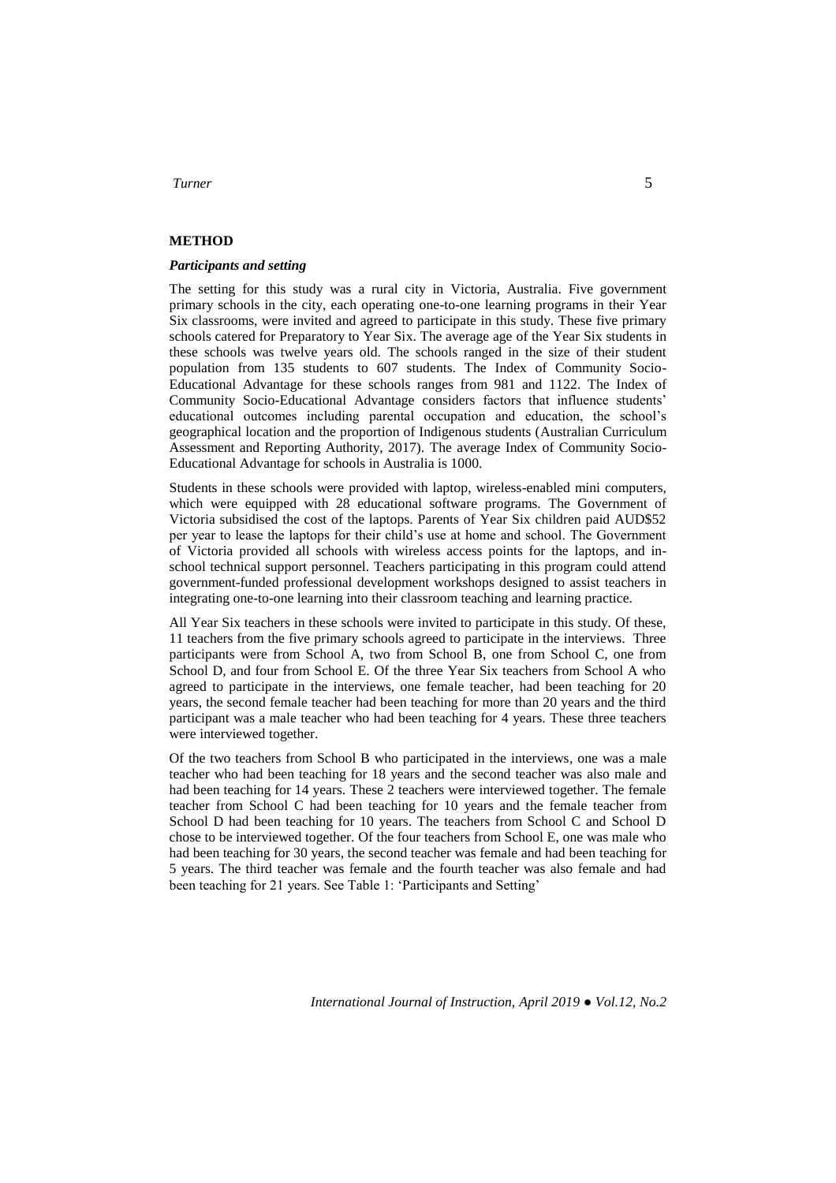## METHOD

### *Participants and setting*

The setting for this study was a rural city in Victoria, Australia. Five government primary schools in the city, each operating one-to-one learning programs in their Year Six classrooms, were invited and agreed to participate in this study. These five primary schools catered for Preparatory to Year Six. The average age of the Year Six students in these schools was twelve years old. The schools ranged in the size of their student population from 135 students to 607 students. The Index of Community Socio-Educational Advantage for these schools ranges from 981 and 1122. The Index of Community Socio-Educational Advantage considers factors that influence students' educational outcomes including parental occupation and education, the school's geographical location and the proportion of Indigenous students (Australian Curriculum Assessment and Reporting Authority, 2017). The average Index of Community Socio-Educational Advantage for schools in Australia is 1000.

Students in these schools were provided with laptop, wireless-enabled mini computers, which were equipped with 28 educational software programs. The Government of Victoria subsidised the cost of the laptops. Parents of Year Six children paid AUD$52 per year to lease the laptops for their child's use at home and school. The Government of Victoria provided all schools with wireless access points for the laptops, and in-school technical support personnel. Teachers participating in this program could attend government-funded professional development workshops designed to assist teachers in integrating one-to-one learning into their classroom teaching and learning practice.

All Year Six teachers in these schools were invited to participate in this study. Of these, 11 teachers from the five primary schools agreed to participate in the interviews. Three participants were from School A, two from School B, one from School C, one from School D, and four from School E. Of the three Year Six teachers from School A who agreed to participate in the interviews, one female teacher, had been teaching for 20 years, the second female teacher had been teaching for more than 20 years and the third participant was a male teacher who had been teaching for 4 years. These three teachers were interviewed together.

Of the two teachers from School B who participated in the interviews, one was a male teacher who had been teaching for 18 years and the second teacher was also male and had been teaching for 14 years. These 2 teachers were interviewed together. The female teacher from School C had been teaching for 10 years and the female teacher from School D had been teaching for 10 years. The teachers from School C and School D chose to be interviewed together. Of the four teachers from School E, one was male who had been teaching for 30 years, the second teacher was female and had been teaching for 5 years. The third teacher was female and the fourth teacher was also female and had been teaching for 21 years. See Table 1: 'Participants and Setting'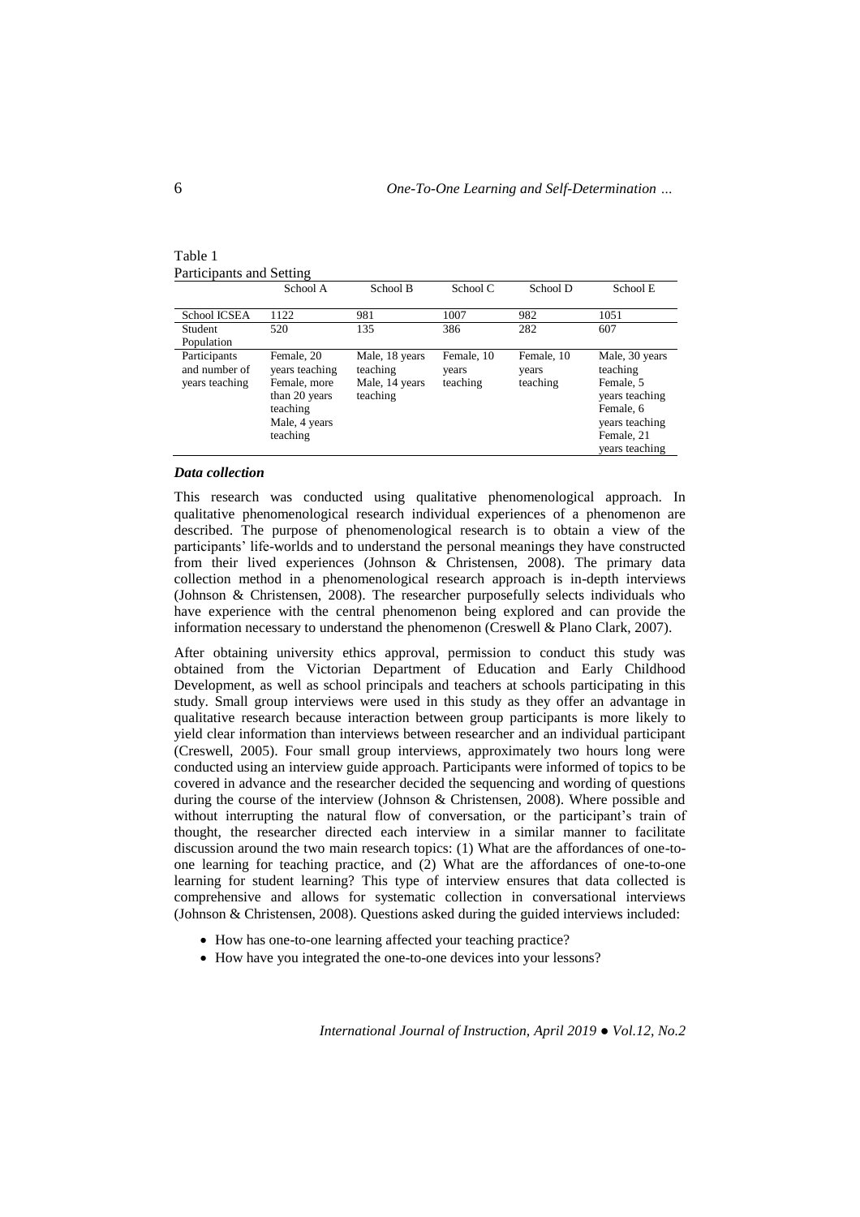Table 1
Participants and Setting

| | School A | School B | School C | School D | School E |
|---|---|---|---|---|---|
| School ICSEA | 1122 | 981 | 1007 | 982 | 1051 |
| Student Population | 520 | 135 | 386 | 282 | 607 |
| Participants and number of years teaching | Female, 20 years teaching<br>Female, more than 20 years teaching<br>Male, 4 years teaching | Male, 18 years teaching<br>Male, 14 years teaching | Female, 10 years teaching | Female, 10 years teaching | Male, 30 years teaching<br>Female, 5 years teaching<br>Female, 6 years teaching<br>Female, 21 years teaching |

### *Data collection*

This research was conducted using qualitative phenomenological approach. In qualitative phenomenological research individual experiences of a phenomenon are described. The purpose of phenomenological research is to obtain a view of the participants' life-worlds and to understand the personal meanings they have constructed from their lived experiences (Johnson & Christensen, 2008). The primary data collection method in a phenomenological research approach is in-depth interviews (Johnson & Christensen, 2008). The researcher purposefully selects individuals who have experience with the central phenomenon being explored and can provide the information necessary to understand the phenomenon (Creswell & Plano Clark, 2007).

After obtaining university ethics approval, permission to conduct this study was obtained from the Victorian Department of Education and Early Childhood Development, as well as school principals and teachers at schools participating in this study. Small group interviews were used in this study as they offer an advantage in qualitative research because interaction between group participants is more likely to yield clear information than interviews between researcher and an individual participant (Creswell, 2005). Four small group interviews, approximately two hours long were conducted using an interview guide approach. Participants were informed of topics to be covered in advance and the researcher decided the sequencing and wording of questions during the course of the interview (Johnson & Christensen, 2008). Where possible and without interrupting the natural flow of conversation, or the participant's train of thought, the researcher directed each interview in a similar manner to facilitate discussion around the two main research topics: (1) What are the affordances of one-to-one learning for teaching practice, and (2) What are the affordances of one-to-one learning for student learning? This type of interview ensures that data collected is comprehensive and allows for systematic collection in conversational interviews (Johnson & Christensen, 2008). Questions asked during the guided interviews included:

- How has one-to-one learning affected your teaching practice?
- How have you integrated the one-to-one devices into your lessons?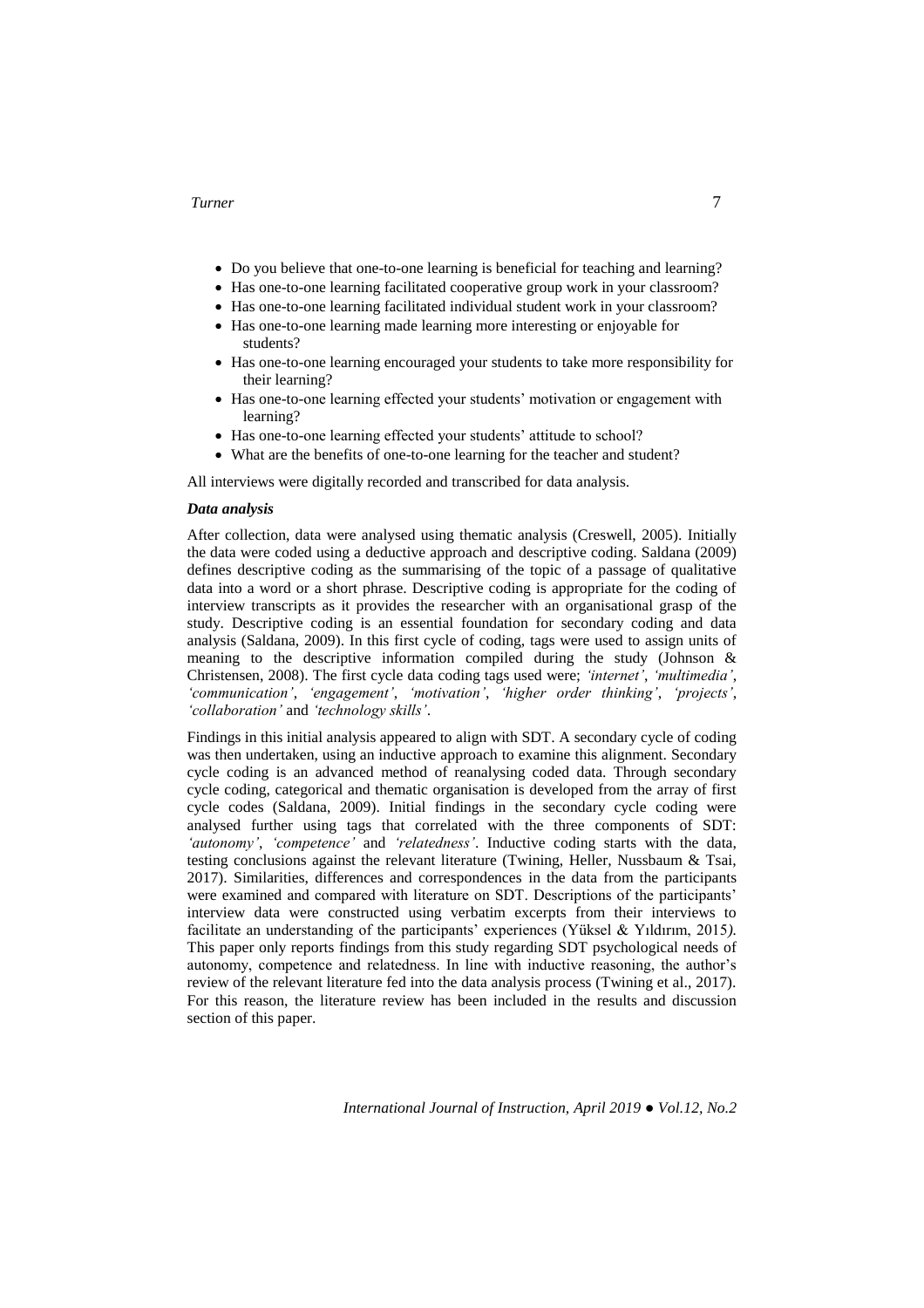- Do you believe that one-to-one learning is beneficial for teaching and learning?
- Has one-to-one learning facilitated cooperative group work in your classroom?
- Has one-to-one learning facilitated individual student work in your classroom?
- Has one-to-one learning made learning more interesting or enjoyable for students?
- Has one-to-one learning encouraged your students to take more responsibility for their learning?
- Has one-to-one learning effected your students' motivation or engagement with learning?
- Has one-to-one learning effected your students' attitude to school?
- What are the benefits of one-to-one learning for the teacher and student?

All interviews were digitally recorded and transcribed for data analysis.

### *Data analysis*

After collection, data were analysed using thematic analysis (Creswell, 2005). Initially the data were coded using a deductive approach and descriptive coding. Saldana (2009) defines descriptive coding as the summarising of the topic of a passage of qualitative data into a word or a short phrase. Descriptive coding is appropriate for the coding of interview transcripts as it provides the researcher with an organisational grasp of the study. Descriptive coding is an essential foundation for secondary coding and data analysis (Saldana, 2009). In this first cycle of coding, tags were used to assign units of meaning to the descriptive information compiled during the study (Johnson & Christensen, 2008). The first cycle data coding tags used were; *'internet'*, *'multimedia'*, *'communication'*, *'engagement'*, *'motivation'*, *'higher order thinking'*, *'projects'*, *'collaboration'* and *'technology skills'*.

Findings in this initial analysis appeared to align with SDT. A secondary cycle of coding was then undertaken, using an inductive approach to examine this alignment. Secondary cycle coding is an advanced method of reanalysing coded data. Through secondary cycle coding, categorical and thematic organisation is developed from the array of first cycle codes (Saldana, 2009). Initial findings in the secondary cycle coding were analysed further using tags that correlated with the three components of SDT: *'autonomy'*, *'competence'* and *'relatedness'*. Inductive coding starts with the data, testing conclusions against the relevant literature (Twining, Heller, Nussbaum & Tsai, 2017). Similarities, differences and correspondences in the data from the participants were examined and compared with literature on SDT. Descriptions of the participants' interview data were constructed using verbatim excerpts from their interviews to facilitate an understanding of the participants' experiences (Yüksel & Yıldırım, 2015). This paper only reports findings from this study regarding SDT psychological needs of autonomy, competence and relatedness. In line with inductive reasoning, the author's review of the relevant literature fed into the data analysis process (Twining et al., 2017). For this reason, the literature review has been included in the results and discussion section of this paper.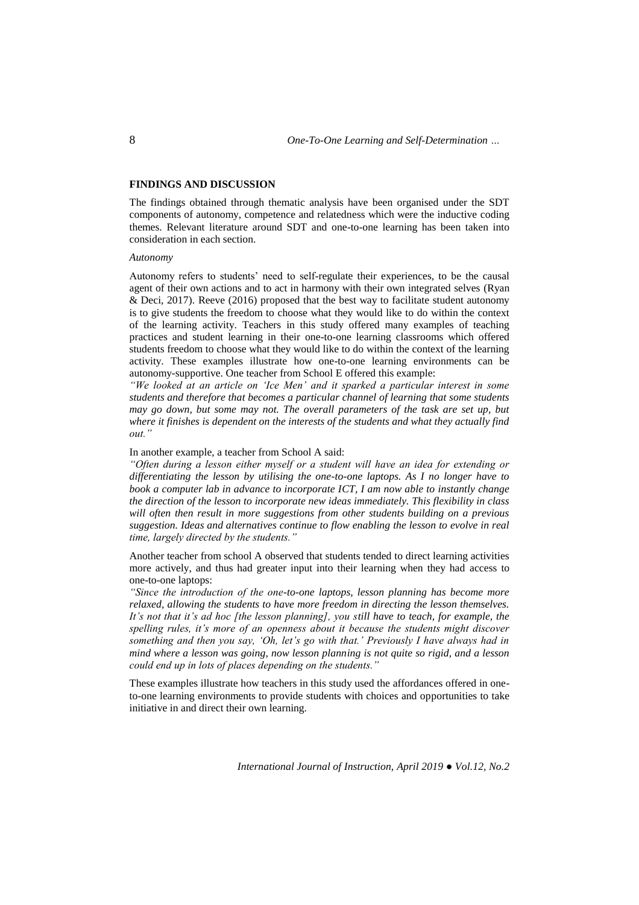## FINDINGS AND DISCUSSION

The findings obtained through thematic analysis have been organised under the SDT components of autonomy, competence and relatedness which were the inductive coding themes. Relevant literature around SDT and one-to-one learning has been taken into consideration in each section.

### *Autonomy*

Autonomy refers to students' need to self-regulate their experiences, to be the causal agent of their own actions and to act in harmony with their own integrated selves (Ryan & Deci, 2017). Reeve (2016) proposed that the best way to facilitate student autonomy is to give students the freedom to choose what they would like to do within the context of the learning activity. Teachers in this study offered many examples of teaching practices and student learning in their one-to-one learning classrooms which offered students freedom to choose what they would like to do within the context of the learning activity. These examples illustrate how one-to-one learning environments can be autonomy-supportive. One teacher from School E offered this example:

*"We looked at an article on 'Ice Men' and it sparked a particular interest in some students and therefore that becomes a particular channel of learning that some students may go down, but some may not. The overall parameters of the task are set up, but where it finishes is dependent on the interests of the students and what they actually find out."*

In another example, a teacher from School A said:

*"Often during a lesson either myself or a student will have an idea for extending or differentiating the lesson by utilising the one-to-one laptops. As I no longer have to book a computer lab in advance to incorporate ICT, I am now able to instantly change the direction of the lesson to incorporate new ideas immediately. This flexibility in class will often then result in more suggestions from other students building on a previous suggestion. Ideas and alternatives continue to flow enabling the lesson to evolve in real time, largely directed by the students."*

Another teacher from school A observed that students tended to direct learning activities more actively, and thus had greater input into their learning when they had access to one-to-one laptops:

*"Since the introduction of the one-to-one laptops, lesson planning has become more relaxed, allowing the students to have more freedom in directing the lesson themselves. It's not that it's ad hoc [the lesson planning], you still have to teach, for example, the spelling rules, it's more of an openness about it because the students might discover something and then you say, 'Oh, let's go with that.' Previously I have always had in mind where a lesson was going, now lesson planning is not quite so rigid, and a lesson could end up in lots of places depending on the students."*

These examples illustrate how teachers in this study used the affordances offered in one-to-one learning environments to provide students with choices and opportunities to take initiative in and direct their own learning.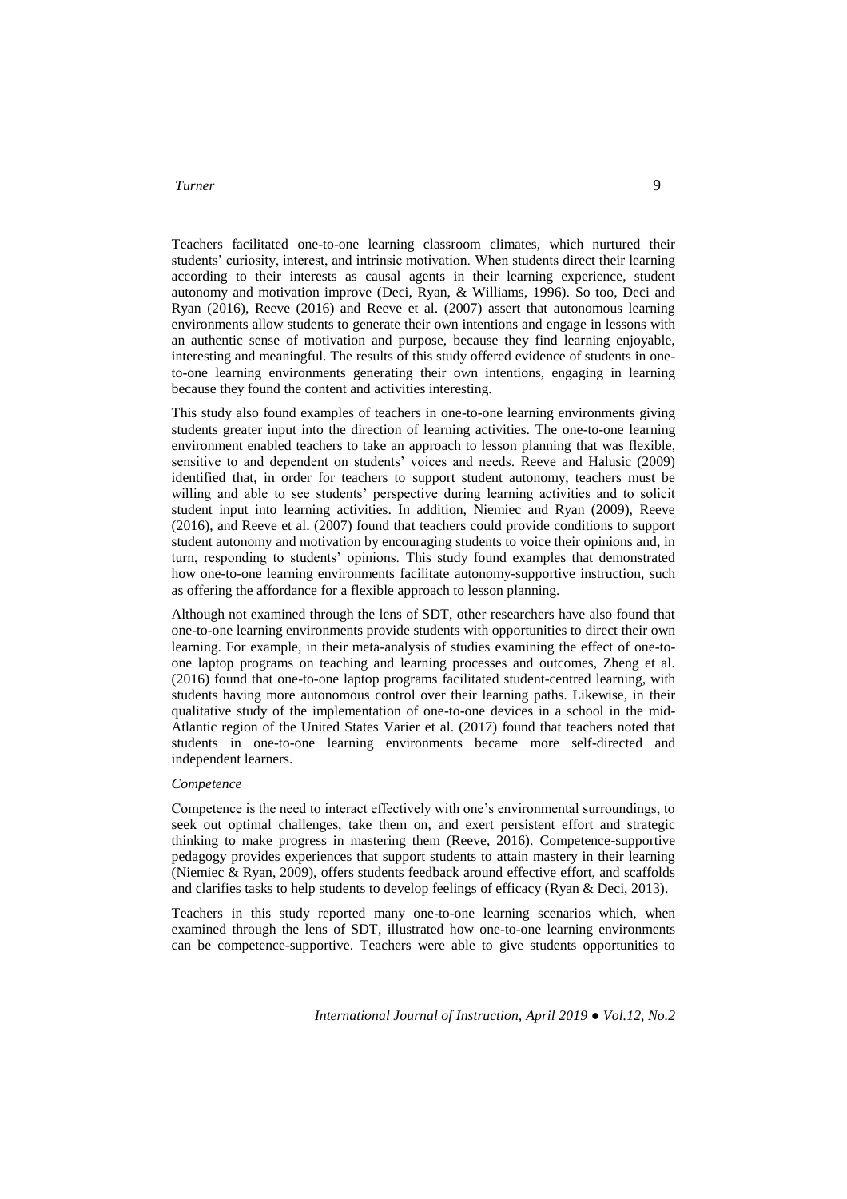Teachers facilitated one-to-one learning classroom climates, which nurtured their students' curiosity, interest, and intrinsic motivation. When students direct their learning according to their interests as causal agents in their learning experience, student autonomy and motivation improve (Deci, Ryan, & Williams, 1996). So too, Deci and Ryan (2016), Reeve (2016) and Reeve et al. (2007) assert that autonomous learning environments allow students to generate their own intentions and engage in lessons with an authentic sense of motivation and purpose, because they find learning enjoyable, interesting and meaningful. The results of this study offered evidence of students in one-to-one learning environments generating their own intentions, engaging in learning because they found the content and activities interesting.

This study also found examples of teachers in one-to-one learning environments giving students greater input into the direction of learning activities. The one-to-one learning environment enabled teachers to take an approach to lesson planning that was flexible, sensitive to and dependent on students' voices and needs. Reeve and Halusic (2009) identified that, in order for teachers to support student autonomy, teachers must be willing and able to see students' perspective during learning activities and to solicit student input into learning activities. In addition, Niemiec and Ryan (2009), Reeve (2016), and Reeve et al. (2007) found that teachers could provide conditions to support student autonomy and motivation by encouraging students to voice their opinions and, in turn, responding to students' opinions. This study found examples that demonstrated how one-to-one learning environments facilitate autonomy-supportive instruction, such as offering the affordance for a flexible approach to lesson planning.

Although not examined through the lens of SDT, other researchers have also found that one-to-one learning environments provide students with opportunities to direct their own learning. For example, in their meta-analysis of studies examining the effect of one-to-one laptop programs on teaching and learning processes and outcomes, Zheng et al. (2016) found that one-to-one laptop programs facilitated student-centred learning, with students having more autonomous control over their learning paths. Likewise, in their qualitative study of the implementation of one-to-one devices in a school in the mid-Atlantic region of the United States Varier et al. (2017) found that teachers noted that students in one-to-one learning environments became more self-directed and independent learners.

*Competence*

Competence is the need to interact effectively with one's environmental surroundings, to seek out optimal challenges, take them on, and exert persistent effort and strategic thinking to make progress in mastering them (Reeve, 2016). Competence-supportive pedagogy provides experiences that support students to attain mastery in their learning (Niemiec & Ryan, 2009), offers students feedback around effective effort, and scaffolds and clarifies tasks to help students to develop feelings of efficacy (Ryan & Deci, 2013).

Teachers in this study reported many one-to-one learning scenarios which, when examined through the lens of SDT, illustrated how one-to-one learning environments can be competence-supportive. Teachers were able to give students opportunities to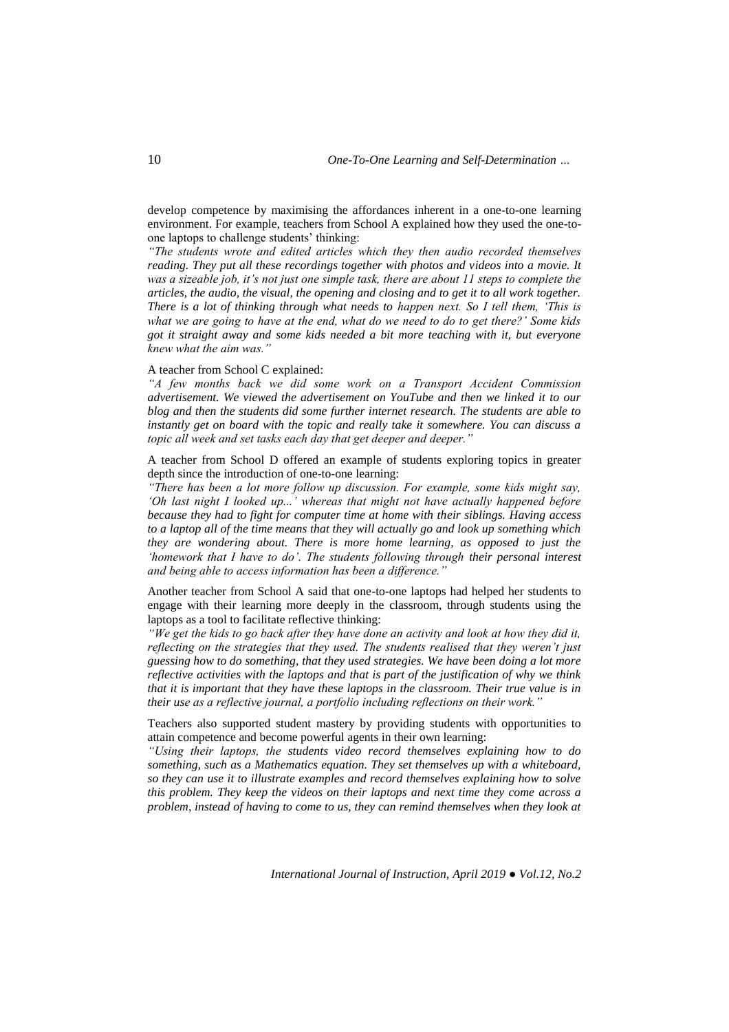develop competence by maximising the affordances inherent in a one-to-one learning environment. For example, teachers from School A explained how they used the one-to-one laptops to challenge students' thinking:

*"The students wrote and edited articles which they then audio recorded themselves reading. They put all these recordings together with photos and videos into a movie. It was a sizeable job, it's not just one simple task, there are about 11 steps to complete the articles, the audio, the visual, the opening and closing and to get it to all work together. There is a lot of thinking through what needs to happen next. So I tell them, 'This is what we are going to have at the end, what do we need to do to get there?' Some kids got it straight away and some kids needed a bit more teaching with it, but everyone knew what the aim was."*

A teacher from School C explained:

*"A few months back we did some work on a Transport Accident Commission advertisement. We viewed the advertisement on YouTube and then we linked it to our blog and then the students did some further internet research. The students are able to instantly get on board with the topic and really take it somewhere. You can discuss a topic all week and set tasks each day that get deeper and deeper."*

A teacher from School D offered an example of students exploring topics in greater depth since the introduction of one-to-one learning:

*"There has been a lot more follow up discussion. For example, some kids might say, 'Oh last night I looked up...' whereas that might not have actually happened before because they had to fight for computer time at home with their siblings. Having access to a laptop all of the time means that they will actually go and look up something which they are wondering about. There is more home learning, as opposed to just the 'homework that I have to do'. The students following through their personal interest and being able to access information has been a difference."*

Another teacher from School A said that one-to-one laptops had helped her students to engage with their learning more deeply in the classroom, through students using the laptops as a tool to facilitate reflective thinking:

*"We get the kids to go back after they have done an activity and look at how they did it, reflecting on the strategies that they used. The students realised that they weren't just guessing how to do something, that they used strategies. We have been doing a lot more reflective activities with the laptops and that is part of the justification of why we think that it is important that they have these laptops in the classroom. Their true value is in their use as a reflective journal, a portfolio including reflections on their work."*

Teachers also supported student mastery by providing students with opportunities to attain competence and become powerful agents in their own learning:

*"Using their laptops, the students video record themselves explaining how to do something, such as a Mathematics equation. They set themselves up with a whiteboard, so they can use it to illustrate examples and record themselves explaining how to solve this problem. They keep the videos on their laptops and next time they come across a problem, instead of having to come to us, they can remind themselves when they look at*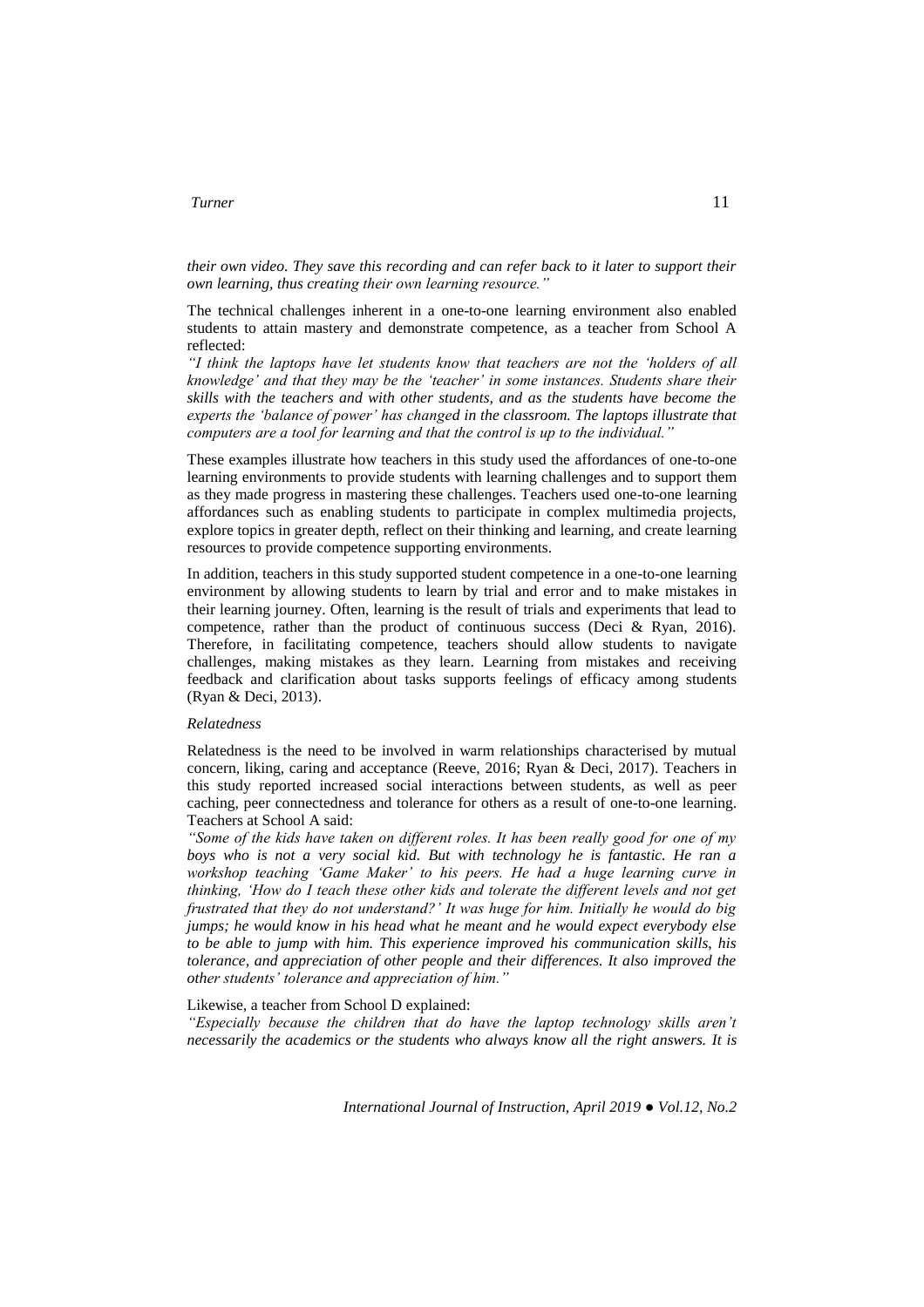*their own video. They save this recording and can refer back to it later to support their own learning, thus creating their own learning resource."*

The technical challenges inherent in a one-to-one learning environment also enabled students to attain mastery and demonstrate competence, as a teacher from School A reflected:

*"I think the laptops have let students know that teachers are not the 'holders of all knowledge' and that they may be the 'teacher' in some instances. Students share their skills with the teachers and with other students, and as the students have become the experts the 'balance of power' has changed in the classroom. The laptops illustrate that computers are a tool for learning and that the control is up to the individual."*

These examples illustrate how teachers in this study used the affordances of one-to-one learning environments to provide students with learning challenges and to support them as they made progress in mastering these challenges. Teachers used one-to-one learning affordances such as enabling students to participate in complex multimedia projects, explore topics in greater depth, reflect on their thinking and learning, and create learning resources to provide competence supporting environments.

In addition, teachers in this study supported student competence in a one-to-one learning environment by allowing students to learn by trial and error and to make mistakes in their learning journey. Often, learning is the result of trials and experiments that lead to competence, rather than the product of continuous success (Deci & Ryan, 2016). Therefore, in facilitating competence, teachers should allow students to navigate challenges, making mistakes as they learn. Learning from mistakes and receiving feedback and clarification about tasks supports feelings of efficacy among students (Ryan & Deci, 2013).

*Relatedness*

Relatedness is the need to be involved in warm relationships characterised by mutual concern, liking, caring and acceptance (Reeve, 2016; Ryan & Deci, 2017). Teachers in this study reported increased social interactions between students, as well as peer caching, peer connectedness and tolerance for others as a result of one-to-one learning. Teachers at School A said:

*"Some of the kids have taken on different roles. It has been really good for one of my boys who is not a very social kid. But with technology he is fantastic. He ran a workshop teaching 'Game Maker' to his peers. He had a huge learning curve in thinking, 'How do I teach these other kids and tolerate the different levels and not get frustrated that they do not understand?' It was huge for him. Initially he would do big jumps; he would know in his head what he meant and he would expect everybody else to be able to jump with him. This experience improved his communication skills, his tolerance, and appreciation of other people and their differences. It also improved the other students' tolerance and appreciation of him."*

Likewise, a teacher from School D explained:

*"Especially because the children that do have the laptop technology skills aren't necessarily the academics or the students who always know all the right answers. It is*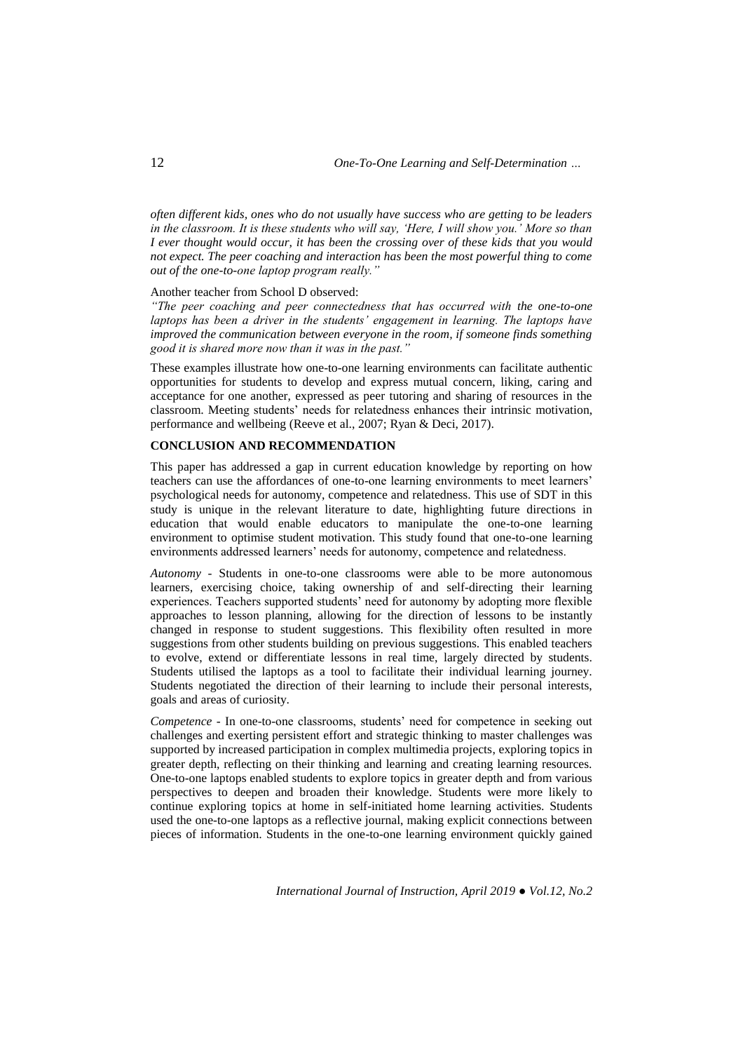*often different kids, ones who do not usually have success who are getting to be leaders in the classroom. It is these students who will say, 'Here, I will show you.' More so than I ever thought would occur, it has been the crossing over of these kids that you would not expect. The peer coaching and interaction has been the most powerful thing to come out of the one-to-one laptop program really."*

Another teacher from School D observed:

*"The peer coaching and peer connectedness that has occurred with the one-to-one laptops has been a driver in the students' engagement in learning. The laptops have improved the communication between everyone in the room, if someone finds something good it is shared more now than it was in the past."*

These examples illustrate how one-to-one learning environments can facilitate authentic opportunities for students to develop and express mutual concern, liking, caring and acceptance for one another, expressed as peer tutoring and sharing of resources in the classroom. Meeting students' needs for relatedness enhances their intrinsic motivation, performance and wellbeing (Reeve et al., 2007; Ryan & Deci, 2017).

## CONCLUSION AND RECOMMENDATION

This paper has addressed a gap in current education knowledge by reporting on how teachers can use the affordances of one-to-one learning environments to meet learners' psychological needs for autonomy, competence and relatedness. This use of SDT in this study is unique in the relevant literature to date, highlighting future directions in education that would enable educators to manipulate the one-to-one learning environment to optimise student motivation. This study found that one-to-one learning environments addressed learners' needs for autonomy, competence and relatedness.

*Autonomy* - Students in one-to-one classrooms were able to be more autonomous learners, exercising choice, taking ownership of and self-directing their learning experiences. Teachers supported students' need for autonomy by adopting more flexible approaches to lesson planning, allowing for the direction of lessons to be instantly changed in response to student suggestions. This flexibility often resulted in more suggestions from other students building on previous suggestions. This enabled teachers to evolve, extend or differentiate lessons in real time, largely directed by students. Students utilised the laptops as a tool to facilitate their individual learning journey. Students negotiated the direction of their learning to include their personal interests, goals and areas of curiosity.

*Competence* - In one-to-one classrooms, students' need for competence in seeking out challenges and exerting persistent effort and strategic thinking to master challenges was supported by increased participation in complex multimedia projects, exploring topics in greater depth, reflecting on their thinking and learning and creating learning resources. One-to-one laptops enabled students to explore topics in greater depth and from various perspectives to deepen and broaden their knowledge. Students were more likely to continue exploring topics at home in self-initiated home learning activities. Students used the one-to-one laptops as a reflective journal, making explicit connections between pieces of information. Students in the one-to-one learning environment quickly gained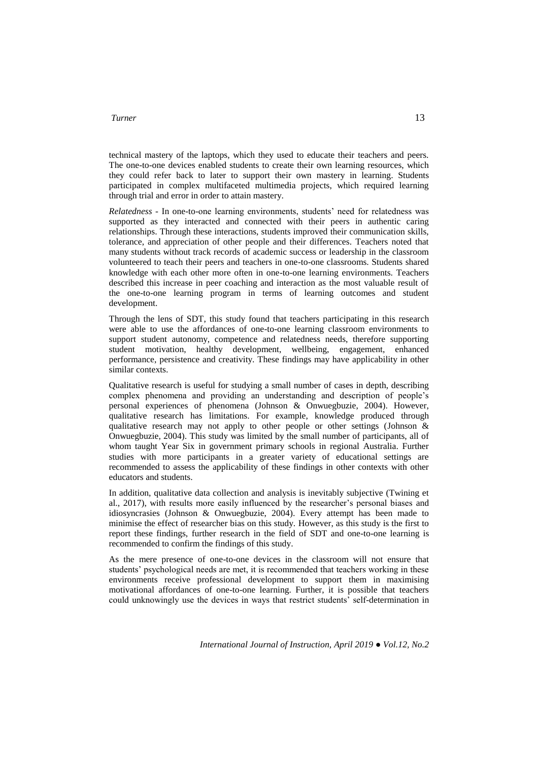technical mastery of the laptops, which they used to educate their teachers and peers. The one-to-one devices enabled students to create their own learning resources, which they could refer back to later to support their own mastery in learning. Students participated in complex multifaceted multimedia projects, which required learning through trial and error in order to attain mastery.

*Relatedness* - In one-to-one learning environments, students' need for relatedness was supported as they interacted and connected with their peers in authentic caring relationships. Through these interactions, students improved their communication skills, tolerance, and appreciation of other people and their differences. Teachers noted that many students without track records of academic success or leadership in the classroom volunteered to teach their peers and teachers in one-to-one classrooms. Students shared knowledge with each other more often in one-to-one learning environments. Teachers described this increase in peer coaching and interaction as the most valuable result of the one-to-one learning program in terms of learning outcomes and student development.

Through the lens of SDT, this study found that teachers participating in this research were able to use the affordances of one-to-one learning classroom environments to support student autonomy, competence and relatedness needs, therefore supporting student motivation, healthy development, wellbeing, engagement, enhanced performance, persistence and creativity. These findings may have applicability in other similar contexts.

Qualitative research is useful for studying a small number of cases in depth, describing complex phenomena and providing an understanding and description of people's personal experiences of phenomena (Johnson & Onwuegbuzie, 2004). However, qualitative research has limitations. For example, knowledge produced through qualitative research may not apply to other people or other settings (Johnson & Onwuegbuzie, 2004). This study was limited by the small number of participants, all of whom taught Year Six in government primary schools in regional Australia. Further studies with more participants in a greater variety of educational settings are recommended to assess the applicability of these findings in other contexts with other educators and students.

In addition, qualitative data collection and analysis is inevitably subjective (Twining et al., 2017), with results more easily influenced by the researcher's personal biases and idiosyncrasies (Johnson & Onwuegbuzie, 2004). Every attempt has been made to minimise the effect of researcher bias on this study. However, as this study is the first to report these findings, further research in the field of SDT and one-to-one learning is recommended to confirm the findings of this study.

As the mere presence of one-to-one devices in the classroom will not ensure that students' psychological needs are met, it is recommended that teachers working in these environments receive professional development to support them in maximising motivational affordances of one-to-one learning. Further, it is possible that teachers could unknowingly use the devices in ways that restrict students' self-determination in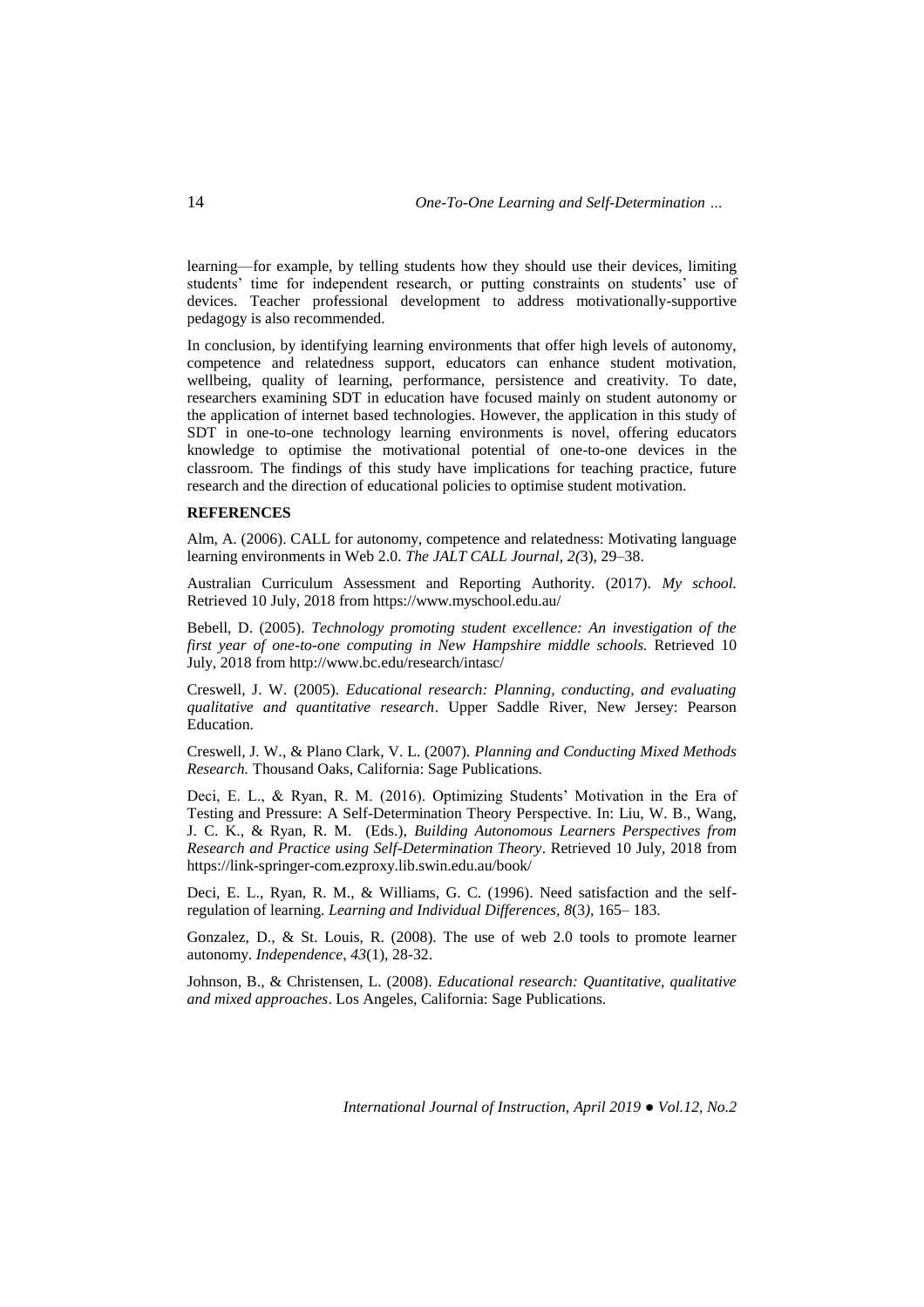learning—for example, by telling students how they should use their devices, limiting students' time for independent research, or putting constraints on students' use of devices. Teacher professional development to address motivationally-supportive pedagogy is also recommended.

In conclusion, by identifying learning environments that offer high levels of autonomy, competence and relatedness support, educators can enhance student motivation, wellbeing, quality of learning, performance, persistence and creativity. To date, researchers examining SDT in education have focused mainly on student autonomy or the application of internet based technologies. However, the application in this study of SDT in one-to-one technology learning environments is novel, offering educators knowledge to optimise the motivational potential of one-to-one devices in the classroom. The findings of this study have implications for teaching practice, future research and the direction of educational policies to optimise student motivation.

## REFERENCES

Alm, A. (2006). CALL for autonomy, competence and relatedness: Motivating language learning environments in Web 2.0. *The JALT CALL Journal, 2(*3), 29–38.

Australian Curriculum Assessment and Reporting Authority. (2017). *My school.* Retrieved 10 July, 2018 from https://www.myschool.edu.au/

Bebell, D. (2005). *Technology promoting student excellence: An investigation of the first year of one-to-one computing in New Hampshire middle schools.* Retrieved 10 July, 2018 from http://www.bc.edu/research/intasc/

Creswell, J. W. (2005). *Educational research: Planning, conducting, and evaluating qualitative and quantitative research*. Upper Saddle River, New Jersey: Pearson Education.

Creswell, J. W., & Plano Clark, V. L. (2007). *Planning and Conducting Mixed Methods Research.* Thousand Oaks, California: Sage Publications.

Deci, E. L., & Ryan, R. M. (2016). Optimizing Students' Motivation in the Era of Testing and Pressure: A Self-Determination Theory Perspective. In: Liu, W. B., Wang, J. C. K., & Ryan, R. M. (Eds.), *Building Autonomous Learners Perspectives from Research and Practice using Self-Determination Theory*. Retrieved 10 July, 2018 from https://link-springer-com.ezproxy.lib.swin.edu.au/book/

Deci, E. L., Ryan, R. M., & Williams, G. C. (1996). Need satisfaction and the self-regulation of learning. *Learning and Individual Differences, 8*(3*)*, 165– 183.

Gonzalez, D., & St. Louis, R. (2008). The use of web 2.0 tools to promote learner autonomy. *Independence*, *43*(1), 28-32.

Johnson, B., & Christensen, L. (2008). *Educational research: Quantitative, qualitative and mixed approaches*. Los Angeles, California: Sage Publications.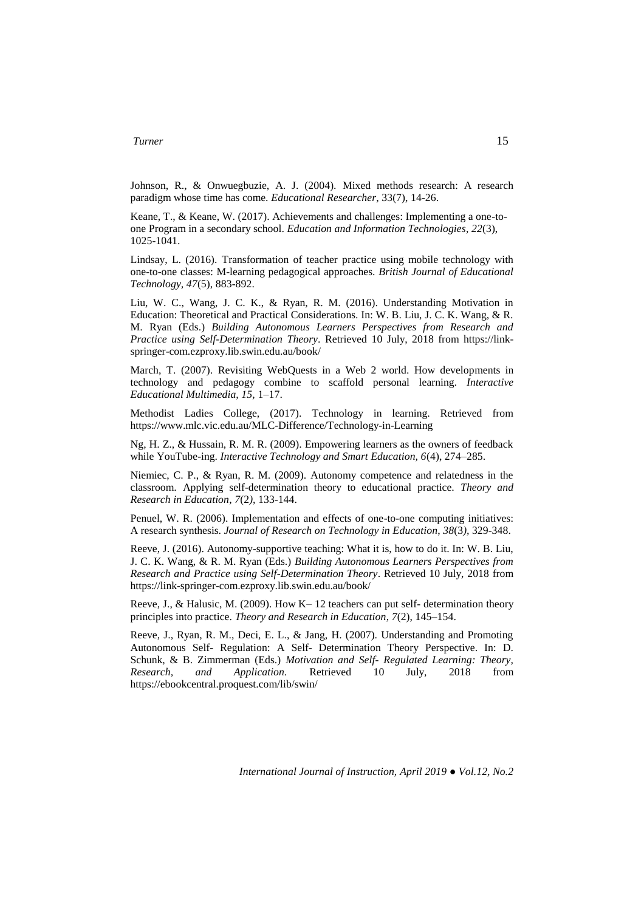Johnson, R., & Onwuegbuzie, A. J. (2004). Mixed methods research: A research paradigm whose time has come. *Educational Researcher*, 33(7), 14-26.

Keane, T., & Keane, W. (2017). Achievements and challenges: Implementing a one-to-one Program in a secondary school. *Education and Information Technologies*, *22*(3), 1025-1041.

Lindsay, L. (2016). Transformation of teacher practice using mobile technology with one-to-one classes: M-learning pedagogical approaches. *British Journal of Educational Technology, 47*(5), 883-892.

Liu, W. C., Wang, J. C. K., & Ryan, R. M. (2016). Understanding Motivation in Education: Theoretical and Practical Considerations. In: W. B. Liu, J. C. K. Wang, & R. M. Ryan (Eds.) *Building Autonomous Learners Perspectives from Research and Practice using Self-Determination Theory*. Retrieved 10 July, 2018 from https://link-springer-com.ezproxy.lib.swin.edu.au/book/

March, T. (2007). Revisiting WebQuests in a Web 2 world. How developments in technology and pedagogy combine to scaffold personal learning. *Interactive Educational Multimedia, 15*, 1–17.

Methodist Ladies College, (2017). Technology in learning. Retrieved from https://www.mlc.vic.edu.au/MLC-Difference/Technology-in-Learning

Ng, H. Z., & Hussain, R. M. R. (2009). Empowering learners as the owners of feedback while YouTube-ing. *Interactive Technology and Smart Education, 6*(4), 274–285.

Niemiec, C. P., & Ryan, R. M. (2009). Autonomy competence and relatedness in the classroom. Applying self-determination theory to educational practice. *Theory and Research in Education*, *7*(2*)*, 133-144.

Penuel, W. R. (2006). Implementation and effects of one-to-one computing initiatives: A research synthesis. *Journal of Research on Technology in Education*, *38*(3*)*, 329-348.

Reeve, J. (2016). Autonomy-supportive teaching: What it is, how to do it. In: W. B. Liu, J. C. K. Wang, & R. M. Ryan (Eds.) *Building Autonomous Learners Perspectives from Research and Practice using Self-Determination Theory*. Retrieved 10 July, 2018 from https://link-springer-com.ezproxy.lib.swin.edu.au/book/

Reeve, J., & Halusic, M. (2009). How K– 12 teachers can put self- determination theory principles into practice. *Theory and Research in Education*, *7*(2), 145–154.

Reeve, J., Ryan, R. M., Deci, E. L., & Jang, H. (2007). Understanding and Promoting Autonomous Self- Regulation: A Self- Determination Theory Perspective. In: D. Schunk, & B. Zimmerman (Eds.) *Motivation and Self- Regulated Learning: Theory, Research, and Application.* Retrieved 10 July, 2018 from https://ebookcentral.proquest.com/lib/swin/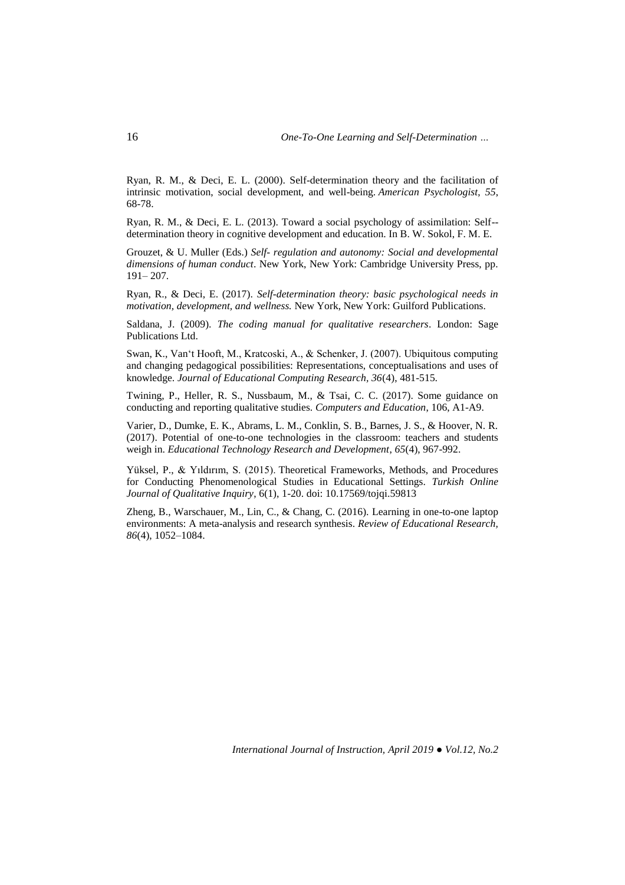Ryan, R. M., & Deci, E. L. (2000). Self-determination theory and the facilitation of intrinsic motivation, social development, and well-being. *American Psychologist*, *55*, 68-78.

Ryan, R. M., & Deci, E. L. (2013). Toward a social psychology of assimilation: Self--determination theory in cognitive development and education. In B. W. Sokol, F. M. E.

Grouzet, & U. Muller (Eds.) *Self- regulation and autonomy: Social and developmental dimensions of human conduct*. New York, New York: Cambridge University Press, pp. 191– 207.

Ryan, R., & Deci, E. (2017). *Self-determination theory: basic psychological needs in motivation, development, and wellness.* New York, New York: Guilford Publications.

Saldana, J. (2009). *The coding manual for qualitative researchers*. London: Sage Publications Ltd.

Swan, K., Van't Hooft, M., Kratcoski, A., & Schenker, J. (2007). Ubiquitous computing and changing pedagogical possibilities: Representations, conceptualisations and uses of knowledge. *Journal of Educational Computing Research, 36*(4), 481-515.

Twining, P., Heller, R. S., Nussbaum, M., & Tsai, C. C. (2017). Some guidance on conducting and reporting qualitative studies. *Computers and Education*, 106, A1-A9.

Varier, D., Dumke, E. K., Abrams, L. M., Conklin, S. B., Barnes, J. S., & Hoover, N. R. (2017). Potential of one-to-one technologies in the classroom: teachers and students weigh in. *Educational Technology Research and Development*, *65*(4), 967-992.

Yüksel, P., & Yıldırım, S. (2015). Theoretical Frameworks, Methods, and Procedures for Conducting Phenomenological Studies in Educational Settings. *Turkish Online Journal of Qualitative Inquiry*, 6(1), 1-20. doi: 10.17569/tojqi.59813

Zheng, B., Warschauer, M., Lin, C., & Chang, C. (2016). Learning in one-to-one laptop environments: A meta-analysis and research synthesis. *Review of Educational Research, 86*(4), 1052–1084.